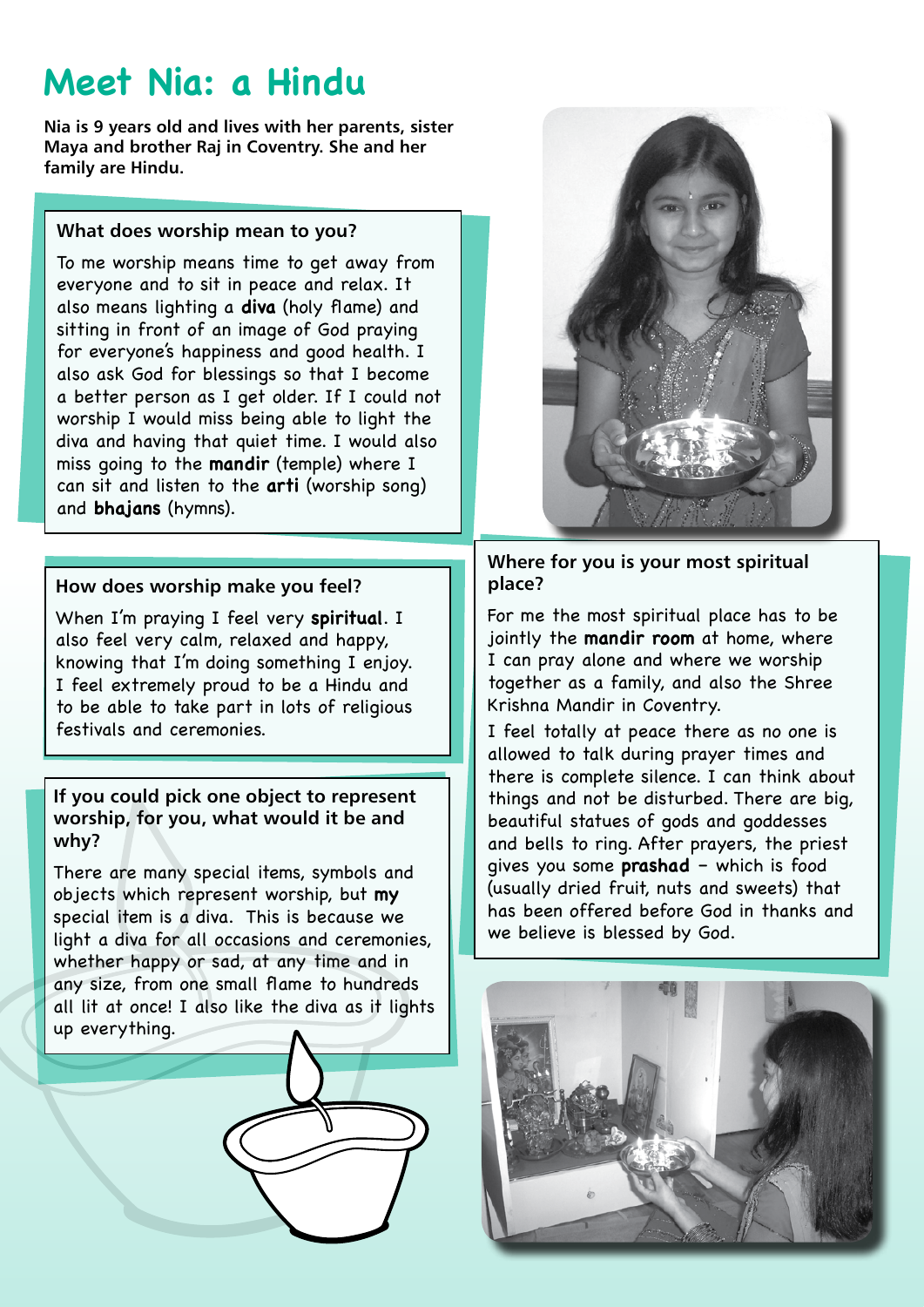# Meet Nia: a Hindu

**Nia is 9 years old and lives with her parents, sister Maya and brother Raj in Coventry. She and her family are Hindu.**

### What does worship mean to you?

To me worship means time to get away from everyone and to sit in peace and relax. It also means lighting a **diva** (holy flame) and sitting in front of an image of God praying for everyone's happiness and good health. I also ask God for blessings so that I become a better person as I get older. If I could not worship I would miss being able to light the diva and having that quiet time. I would also miss going to the **mandir** (temple) where I can sit and listen to the **arti** (worship song) and **bhajans** (hymns).

### How does worship make you feel?

When I'm praying I feel very **spiritual**. I also feel very calm, relaxed and happy, knowing that I'm doing something I enjoy. I feel extremely proud to be a Hindu and to be able to take part in lots of religious festivals and ceremonies.

### If you could pick one object to represent worship, for you, what would it be and why?

There are many special items, symbols and objects which represent worship, but **my** special item is a diva. This is because we light a diva for all occasions and ceremonies, whether happy or sad, at any time and in any size, from one small flame to hundreds all lit at once! I also like the diva as it lights up everything.

### Where for you is your most spiritual place?

For me the most spiritual place has to be jointly the **mandir room** at home, where I can pray alone and where we worship together as a family, and also the Shree Krishna Mandir in Coventry.

I feel totally at peace there as no one is allowed to talk during prayer times and there is complete silence. I can think about things and not be disturbed. There are big, beautiful statues of gods and goddesses and bells to ring. After prayers, the priest gives you some **prashad** – which is food (usually dried fruit, nuts and sweets) that has been offered before God in thanks and we believe is blessed by God.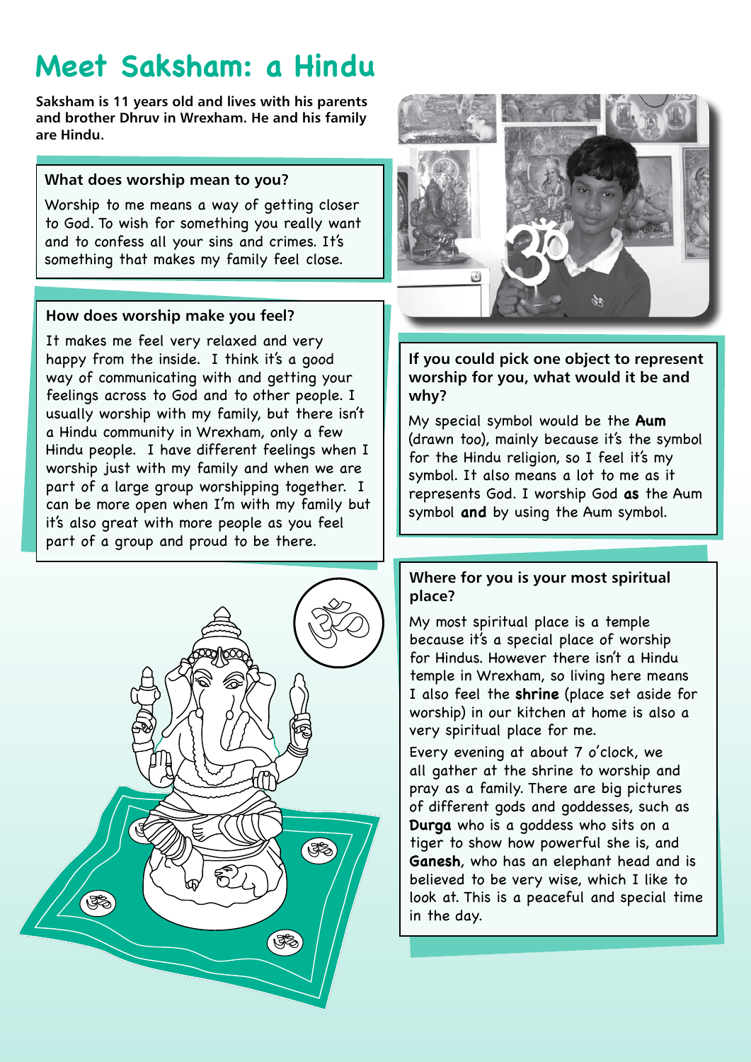# Meet Saksham: a Hindu

**Saksham is 11 years old and lives with his parents and brother Dhruv in Wrexham. He and his family are Hindu.**

### What does worship mean to you?

Worship to me means a way of getting closer to God. To wish for something you really want and to confess all your sins and crimes. It's something that makes my family feel close.

### How does worship make you feel?

It makes me feel very relaxed and very happy from the inside. I think it's a good way of communicating with and getting your feelings across to God and to other people. I usually worship with my family, but there isn't a Hindu community in Wrexham, only a few Hindu people. I have different feelings when I worship just with my family and when we are part of a large group worshipping together. I can be more open when I'm with my family but it's also great with more people as you feel part of a group and proud to be there.

### If you could pick one object to represent worship for you, what would it be and why?

My special symbol would be the **Aum** (drawn too), mainly because it's the symbol for the Hindu religion, so I feel it's my symbol. It also means a lot to me as it represents God. I worship God **as** the Aum symbol **and** by using the Aum symbol.

### Where for you is your most spiritual place?

My most spiritual place is a temple because it's a special place of worship for Hindus. However there isn't a Hindu temple in Wrexham, so living here means I also feel the **shrine** (place set aside for worship) in our kitchen at home is also a very spiritual place for me.

Every evening at about 7 o'clock, we all gather at the shrine to worship and pray as a family. There are big pictures of different gods and goddesses, such as **Durga** who is a goddess who sits on a tiger to show how powerful she is, and **Ganesh**, who has an elephant head and is believed to be very wise, which I like to look at. This is a peaceful and special time in the day.